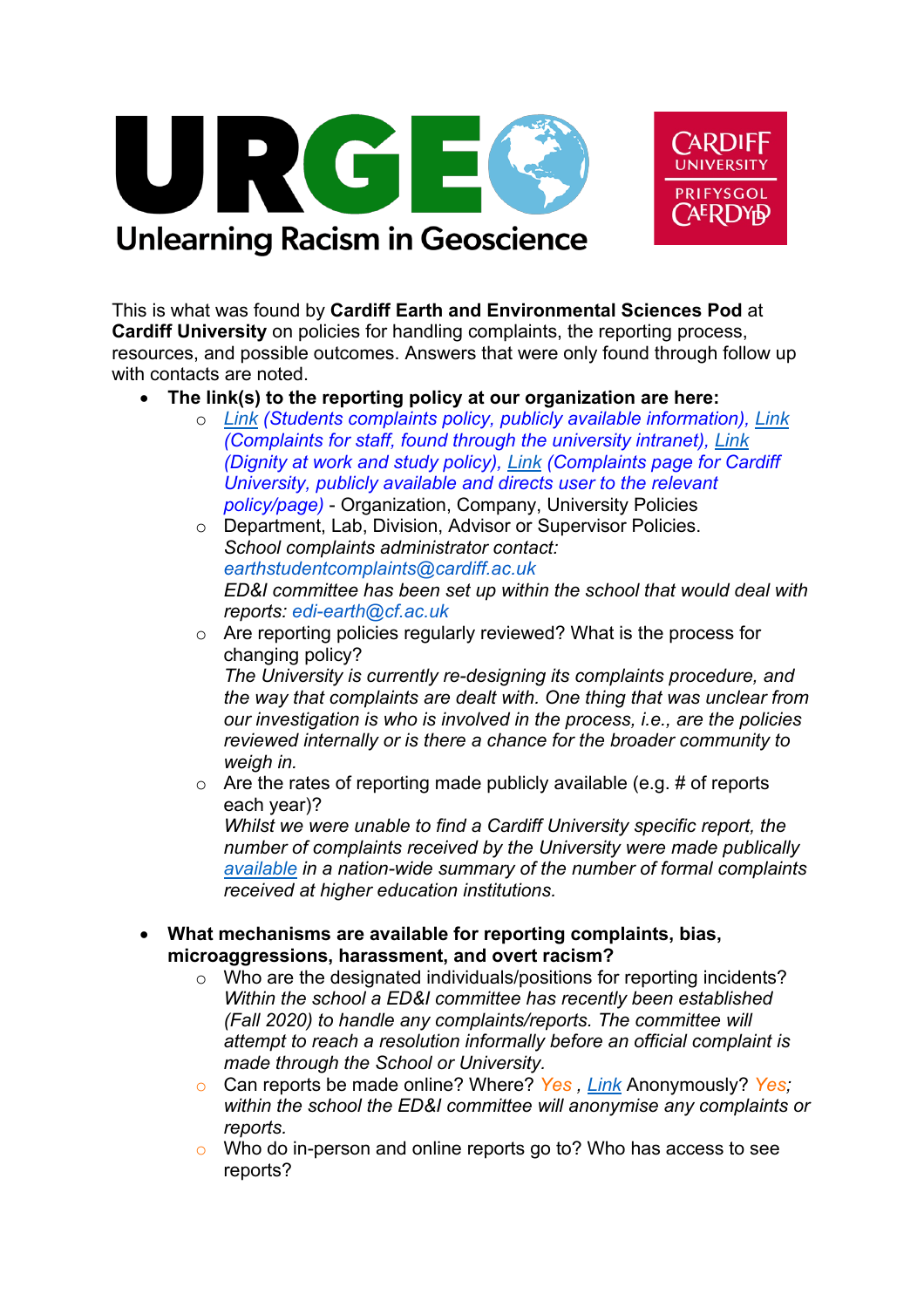# URGE Unlearning Racism in Geoscience

This is what was found by **Cardiff Earth and Environmental Sciences Pod** at **Cardiff University** on policies for handling complaints, the reporting process, resources, and possible outcomes. Answers that were only found through follow up with contacts are noted.

- **The link(s) to the reporting policy at our organization are here:**
  - *Link (Students complaints policy, publicly available information), Link (Complaints for staff, found through the university intranet), Link (Dignity at work and study policy), Link (Complaints page for Cardiff University, publicly available and directs user to the relevant policy/page)* - Organization, Company, University Policies
  - Department, Lab, Division, Advisor or Supervisor Policies.
    *School complaints administrator contact:*
    *earthstudentcomplaints@cardiff.ac.uk*
    *ED&I committee has been set up within the school that would deal with reports: edi-earth@cf.ac.uk*
  - Are reporting policies regularly reviewed? What is the process for changing policy?
    *The University is currently re-designing its complaints procedure, and the way that complaints are dealt with. One thing that was unclear from our investigation is who is involved in the process, i.e., are the policies reviewed internally or is there a chance for the broader community to weigh in.*
  - Are the rates of reporting made publicly available (e.g. # of reports each year)?
    *Whilst we were unable to find a Cardiff University specific report, the number of complaints received by the University were made publically available in a nation-wide summary of the number of formal complaints received at higher education institutions.*

- **What mechanisms are available for reporting complaints, bias, microaggressions, harassment, and overt racism?**
  - Who are the designated individuals/positions for reporting incidents?
    *Within the school a ED&I committee has recently been established (Fall 2020) to handle any complaints/reports. The committee will attempt to reach a resolution informally before an official complaint is made through the School or University.*
  - Can reports be made online? Where? *Yes* , Link Anonymously? *Yes; within the school the ED&I committee will anonymise any complaints or reports.*
  - Who do in-person and online reports go to? Who has access to see reports?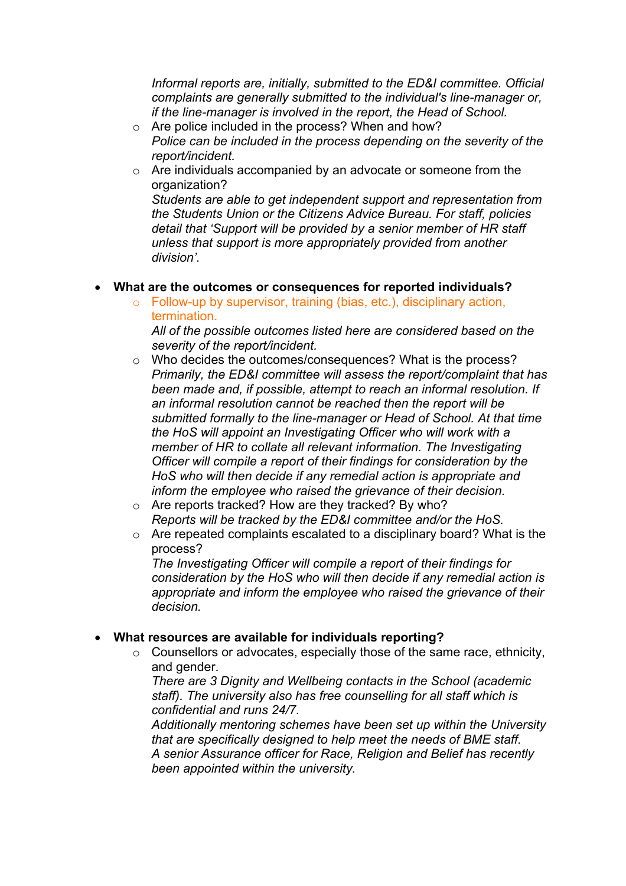*Informal reports are, initially, submitted to the ED&I committee. Official complaints are generally submitted to the individual's line-manager or, if the line-manager is involved in the report, the Head of School.*
- Are police included in the process? When and how?
  *Police can be included in the process depending on the severity of the report/incident.*
- Are individuals accompanied by an advocate or someone from the organization?
  *Students are able to get independent support and representation from the Students Union or the Citizens Advice Bureau. For staff, policies detail that 'Support will be provided by a senior member of HR staff unless that support is more appropriately provided from another division'.*

- **What are the outcomes or consequences for reported individuals?**
  - Follow-up by supervisor, training (bias, etc.), disciplinary action, termination.
    *All of the possible outcomes listed here are considered based on the severity of the report/incident.*
  - Who decides the outcomes/consequences? What is the process?
    *Primarily, the ED&I committee will assess the report/complaint that has been made and, if possible, attempt to reach an informal resolution. If an informal resolution cannot be reached then the report will be submitted formally to the line-manager or Head of School. At that time the HoS will appoint an Investigating Officer who will work with a member of HR to collate all relevant information. The Investigating Officer will compile a report of their findings for consideration by the HoS who will then decide if any remedial action is appropriate and inform the employee who raised the grievance of their decision.*
  - Are reports tracked? How are they tracked? By who?
    *Reports will be tracked by the ED&I committee and/or the HoS.*
  - Are repeated complaints escalated to a disciplinary board? What is the process?
    *The Investigating Officer will compile a report of their findings for consideration by the HoS who will then decide if any remedial action is appropriate and inform the employee who raised the grievance of their decision.*

- **What resources are available for individuals reporting?**
  - Counsellors or advocates, especially those of the same race, ethnicity, and gender.
    *There are 3 Dignity and Wellbeing contacts in the School (academic staff). The university also has free counselling for all staff which is confidential and runs 24/7.*
    *Additionally mentoring schemes have been set up within the University that are specifically designed to help meet the needs of BME staff.*
    *A senior Assurance officer for Race, Religion and Belief has recently been appointed within the university.*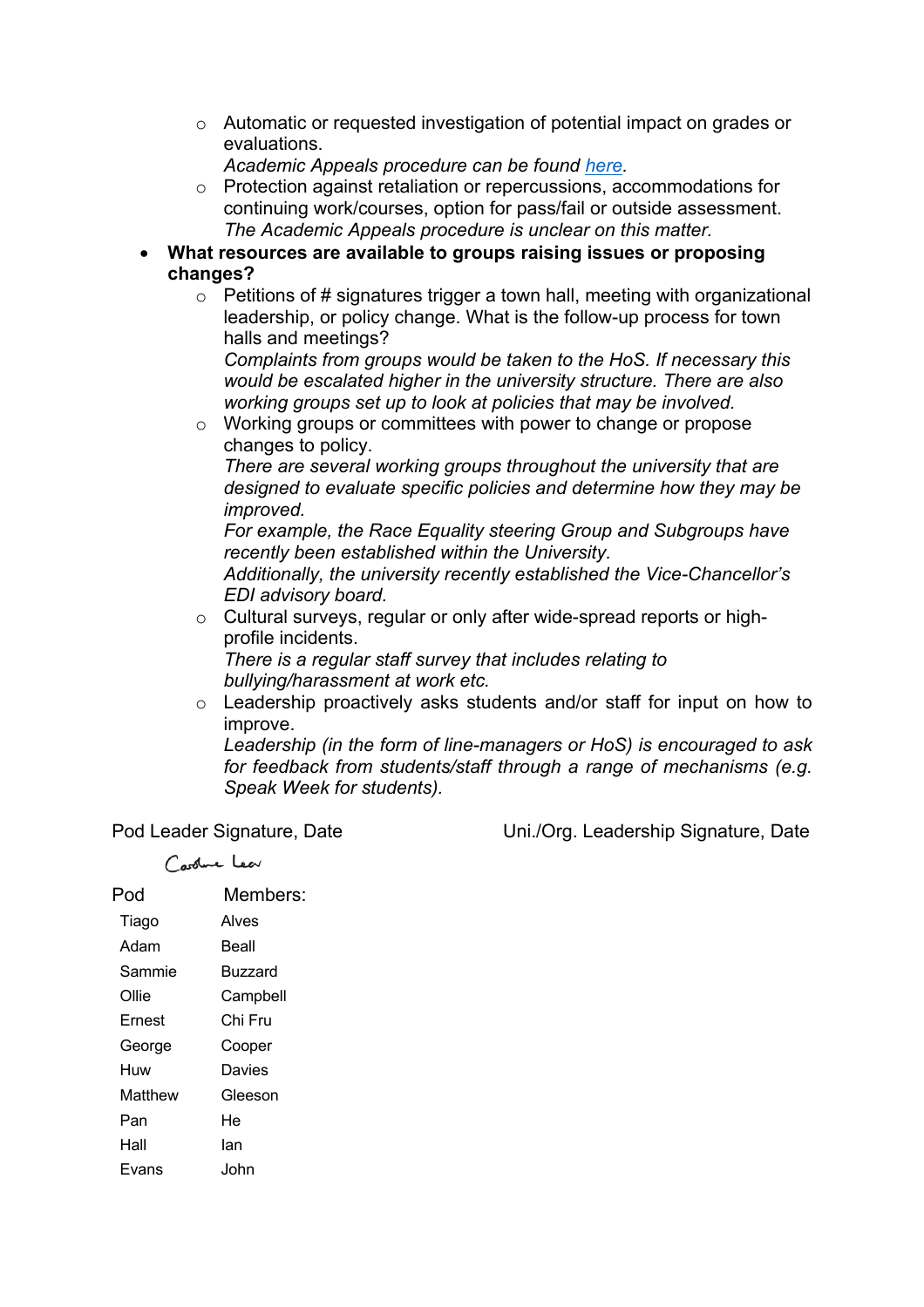- Automatic or requested investigation of potential impact on grades or evaluations.
      *Academic Appeals procedure can be found [here](#).*
    - Protection against retaliation or repercussions, accommodations for continuing work/courses, option for pass/fail or outside assessment.
      *The Academic Appeals procedure is unclear on this matter.*
- **What resources are available to groups raising issues or proposing changes?**
    - Petitions of # signatures trigger a town hall, meeting with organizational leadership, or policy change. What is the follow-up process for town halls and meetings?
      *Complaints from groups would be taken to the HoS. If necessary this would be escalated higher in the university structure. There are also working groups set up to look at policies that may be involved.*
    - Working groups or committees with power to change or propose changes to policy.
      *There are several working groups throughout the university that are designed to evaluate specific policies and determine how they may be improved.*
      *For example, the Race Equality steering Group and Subgroups have recently been established within the University.*
      *Additionally, the university recently established the Vice-Chancellor's EDI advisory board.*
    - Cultural surveys, regular or only after wide-spread reports or high-profile incidents.
      *There is a regular staff survey that includes relating to bullying/harassment at work etc.*
    - Leadership proactively asks students and/or staff for input on how to improve.
      *Leadership (in the form of line-managers or HoS) is encouraged to ask for feedback from students/staff through a range of mechanisms (e.g. Speak Week for students).*

Pod Leader Signature, Date    Uni./Org. Leadership Signature, Date

Caroline Lear

| Pod | Members: |
|---|---|
| Tiago | Alves |
| Adam | Beall |
| Sammie | Buzzard |
| Ollie | Campbell |
| Ernest | Chi Fru |
| George | Cooper |
| Huw | Davies |
| Matthew | Gleeson |
| Pan | He |
| Hall | Ian |
| Evans | John |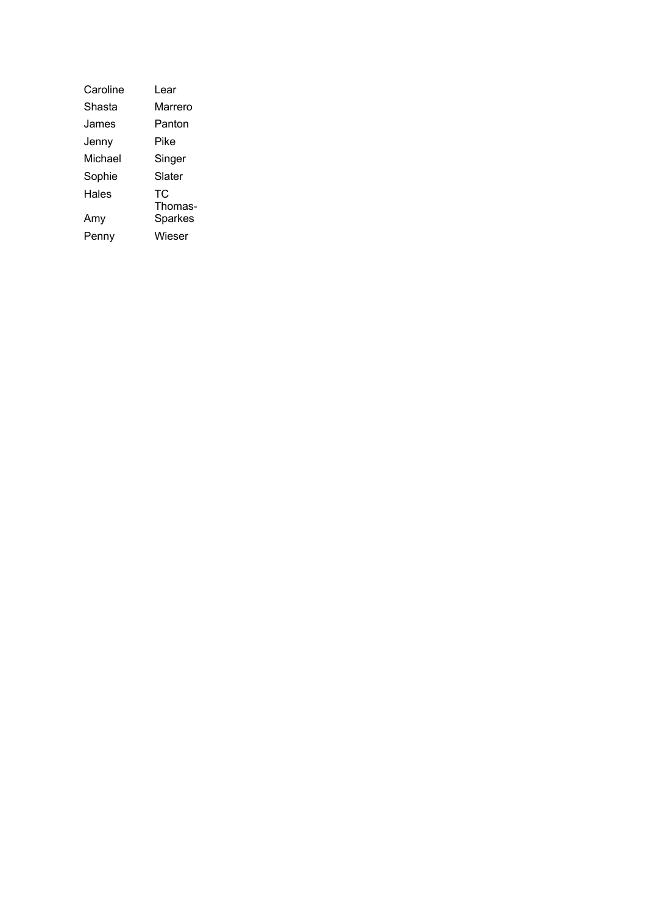| | |
|---|---|
| Caroline | Lear |
| Shasta | Marrero |
| James | Panton |
| Jenny | Pike |
| Michael | Singer |
| Sophie | Slater |
| Hales | TC |
| Amy | Thomas-Sparkes |
| Penny | Wieser |